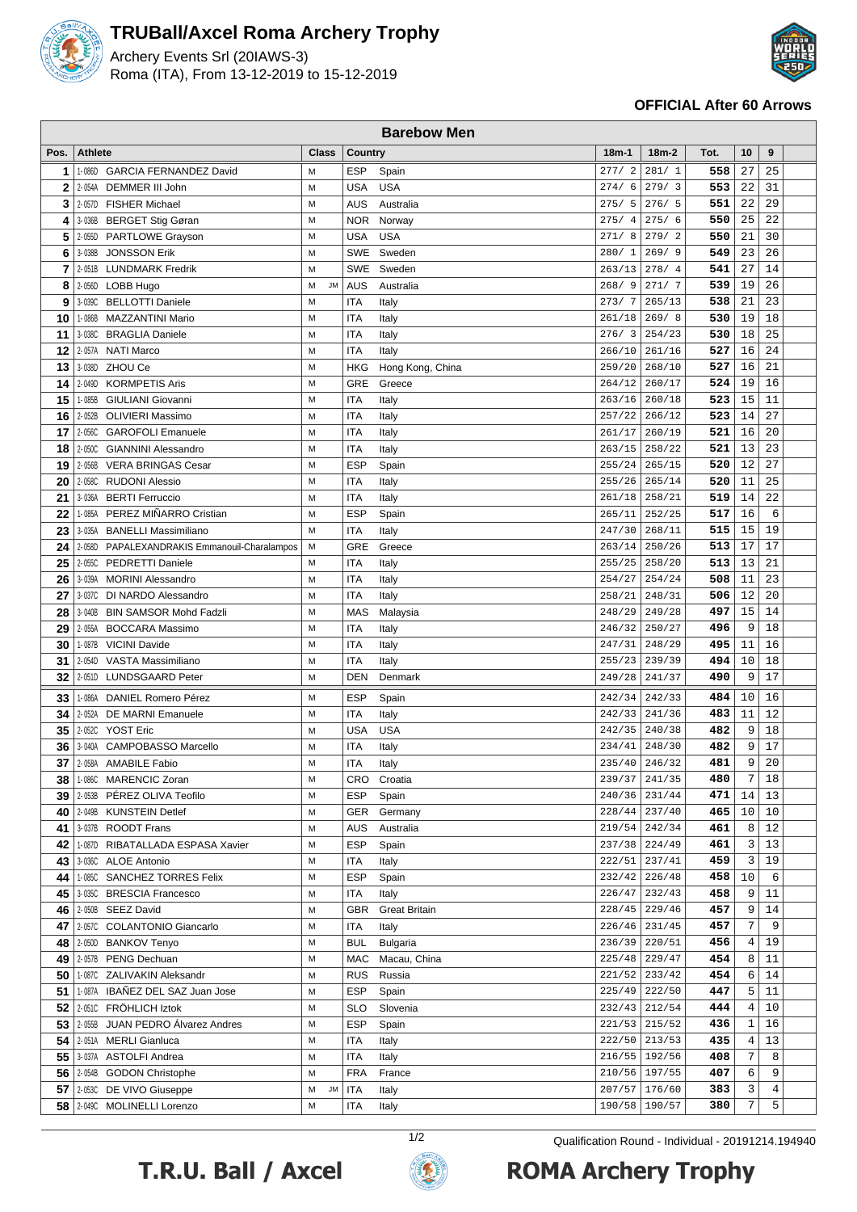# TRUBall/Axcel Roma Archery Trophy

Archery Events Srl (20IAWS-3)
Roma (ITA), From 13-12-2019 to 15-12-2019

**OFFICIAL After 60 Arrows**

| Barebow Men | | | | | | | | | | |
|---|---|---|---|---|---|---|---|---|---|---|
| **Pos.** | **Athlete** | **Class** | **Country** | | **18m-1** | **18m-2** | **Tot.** | **10** | **9** | |
| 1 | 1-086D GARCIA FERNANDEZ David | M | ESP | Spain | 277/ 2 | 281/ 1 | 558 | 27 | 25 | |
| 2 | 2-054A DEMMER III John | M | USA | USA | 274/ 6 | 279/ 3 | 553 | 22 | 31 | |
| 3 | 2-057D FISHER Michael | M | AUS | Australia | 275/ 5 | 276/ 5 | 551 | 22 | 29 | |
| 4 | 3-036B BERGET Stig Gøran | M | NOR | Norway | 275/ 4 | 275/ 6 | 550 | 25 | 22 | |
| 5 | 2-055D PARTLOWE Grayson | M | USA | USA | 271/ 8 | 279/ 2 | 550 | 21 | 30 | |
| 6 | 3-038B JONSSON Erik | M | SWE | Sweden | 280/ 1 | 269/ 9 | 549 | 23 | 26 | |
| 7 | 2-051B LUNDMARK Fredrik | M | SWE | Sweden | 263/13 | 278/ 4 | 541 | 27 | 14 | |
| 8 | 2-056D LOBB Hugo | M JM | AUS | Australia | 268/ 9 | 271/ 7 | 539 | 19 | 26 | |
| 9 | 3-039C BELLOTTI Daniele | M | ITA | Italy | 273/ 7 | 265/13 | 538 | 21 | 23 | |
| 10 | 1-086B MAZZANTINI Mario | M | ITA | Italy | 261/18 | 269/ 8 | 530 | 19 | 18 | |
| 11 | 3-038C BRAGLIA Daniele | M | ITA | Italy | 276/ 3 | 254/23 | 530 | 18 | 25 | |
| 12 | 2-057A NATI Marco | M | ITA | Italy | 266/10 | 261/16 | 527 | 16 | 24 | |
| 13 | 3-038D ZHOU Ce | M | HKG | Hong Kong, China | 259/20 | 268/10 | 527 | 16 | 21 | |
| 14 | 2-049D KORMPETIS Aris | M | GRE | Greece | 264/12 | 260/17 | 524 | 19 | 16 | |
| 15 | 1-085B GIULIANI Giovanni | M | ITA | Italy | 263/16 | 260/18 | 523 | 15 | 11 | |
| 16 | 2-052B OLIVIERI Massimo | M | ITA | Italy | 257/22 | 266/12 | 523 | 14 | 27 | |
| 17 | 2-056C GAROFOLI Emanuele | M | ITA | Italy | 261/17 | 260/19 | 521 | 16 | 20 | |
| 18 | 2-050C GIANNINI Alessandro | M | ITA | Italy | 263/15 | 258/22 | 521 | 13 | 23 | |
| 19 | 2-056B VERA BRINGAS Cesar | M | ESP | Spain | 255/24 | 265/15 | 520 | 12 | 27 | |
| 20 | 2-058C RUDONI Alessio | M | ITA | Italy | 255/26 | 265/14 | 520 | 11 | 25 | |
| 21 | 3-036A BERTI Ferruccio | M | ITA | Italy | 261/18 | 258/21 | 519 | 14 | 22 | |
| 22 | 1-085A PEREZ MIÑARRO Cristian | M | ESP | Spain | 265/11 | 252/25 | 517 | 16 | 6 | |
| 23 | 3-035A BANELLI Massimiliano | M | ITA | Italy | 247/30 | 268/11 | 515 | 15 | 19 | |
| 24 | 2-058D PAPALEXANDRAKIS Emmanouil-Charalampos | M | GRE | Greece | 263/14 | 250/26 | 513 | 17 | 17 | |
| 25 | 2-055C PEDRETTI Daniele | M | ITA | Italy | 255/25 | 258/20 | 513 | 13 | 21 | |
| 26 | 3-039A MORINI Alessandro | M | ITA | Italy | 254/27 | 254/24 | 508 | 11 | 23 | |
| 27 | 3-037C DI NARDO Alessandro | M | ITA | Italy | 258/21 | 248/31 | 506 | 12 | 20 | |
| 28 | 3-040B BIN SAMSOR Mohd Fadzli | M | MAS | Malaysia | 248/29 | 249/28 | 497 | 15 | 14 | |
| 29 | 2-055A BOCCARA Massimo | M | ITA | Italy | 246/32 | 250/27 | 496 | 9 | 18 | |
| 30 | 1-087B VICINI Davide | M | ITA | Italy | 247/31 | 248/29 | 495 | 11 | 16 | |
| 31 | 2-054D VASTA Massimiliano | M | ITA | Italy | 255/23 | 239/39 | 494 | 10 | 18 | |
| 32 | 2-051D LUNDSGAARD Peter | M | DEN | Denmark | 249/28 | 241/37 | 490 | 9 | 17 | |
| 33 | 1-086A DANIEL Romero Pérez | M | ESP | Spain | 242/34 | 242/33 | 484 | 10 | 16 | |
| 34 | 2-052A DE MARNI Emanuele | M | ITA | Italy | 242/33 | 241/36 | 483 | 11 | 12 | |
| 35 | 2-052C YOST Eric | M | USA | USA | 242/35 | 240/38 | 482 | 9 | 18 | |
| 36 | 3-040A CAMPOBASSO Marcello | M | ITA | Italy | 234/41 | 248/30 | 482 | 9 | 17 | |
| 37 | 2-058A AMABILE Fabio | M | ITA | Italy | 235/40 | 246/32 | 481 | 9 | 20 | |
| 38 | 1-086C MARENCIC Zoran | M | CRO | Croatia | 239/37 | 241/35 | 480 | 7 | 18 | |
| 39 | 2-053B PÉREZ OLIVA Teofilo | M | ESP | Spain | 240/36 | 231/44 | 471 | 14 | 13 | |
| 40 | 2-049B KUNSTEIN Detlef | M | GER | Germany | 228/44 | 237/40 | 465 | 10 | 10 | |
| 41 | 3-037B ROODT Frans | M | AUS | Australia | 219/54 | 242/34 | 461 | 8 | 12 | |
| 42 | 1-087D RIBATALLADA ESPASA Xavier | M | ESP | Spain | 237/38 | 224/49 | 461 | 3 | 13 | |
| 43 | 3-036C ALOE Antonio | M | ITA | Italy | 222/51 | 237/41 | 459 | 3 | 19 | |
| 44 | 1-085C SANCHEZ TORRES Felix | M | ESP | Spain | 232/42 | 226/48 | 458 | 10 | 6 | |
| 45 | 3-035C BRESCIA Francesco | M | ITA | Italy | 226/47 | 232/43 | 458 | 9 | 11 | |
| 46 | 2-050B SEEZ David | M | GBR | Great Britain | 228/45 | 229/46 | 457 | 9 | 14 | |
| 47 | 2-057C COLANTONIO Giancarlo | M | ITA | Italy | 226/46 | 231/45 | 457 | 7 | 9 | |
| 48 | 2-050D BANKOV Tenyo | M | BUL | Bulgaria | 236/39 | 220/51 | 456 | 4 | 19 | |
| 49 | 2-057B PENG Dechuan | M | MAC | Macau, China | 225/48 | 229/47 | 454 | 8 | 11 | |
| 50 | 1-087C ZALIVAKIN Aleksandr | M | RUS | Russia | 221/52 | 233/42 | 454 | 6 | 14 | |
| 51 | 1-087A IBAÑEZ DEL SAZ Juan Jose | M | ESP | Spain | 225/49 | 222/50 | 447 | 5 | 11 | |
| 52 | 2-051C FRÖHLICH Iztok | M | SLO | Slovenia | 232/43 | 212/54 | 444 | 4 | 10 | |
| 53 | 2-055B JUAN PEDRO Álvarez Andres | M | ESP | Spain | 221/53 | 215/52 | 436 | 1 | 16 | |
| 54 | 2-051A MERLI Gianluca | M | ITA | Italy | 222/50 | 213/53 | 435 | 4 | 13 | |
| 55 | 3-037A ASTOLFI Andrea | M | ITA | Italy | 216/55 | 192/56 | 408 | 7 | 8 | |
| 56 | 2-054B GODON Christophe | M | FRA | France | 210/56 | 197/55 | 407 | 6 | 9 | |
| 57 | 2-053C DE VIVO Giuseppe | M JM | ITA | Italy | 207/57 | 176/60 | 383 | 3 | 4 | |
| 58 | 2-049C MOLINELLI Lorenzo | M | ITA | Italy | 190/58 | 190/57 | 380 | 7 | 5 | |

Qualification Round - Individual - 20191214.194940

T.R.U. Ball / Axcel ROMA Archery Trophy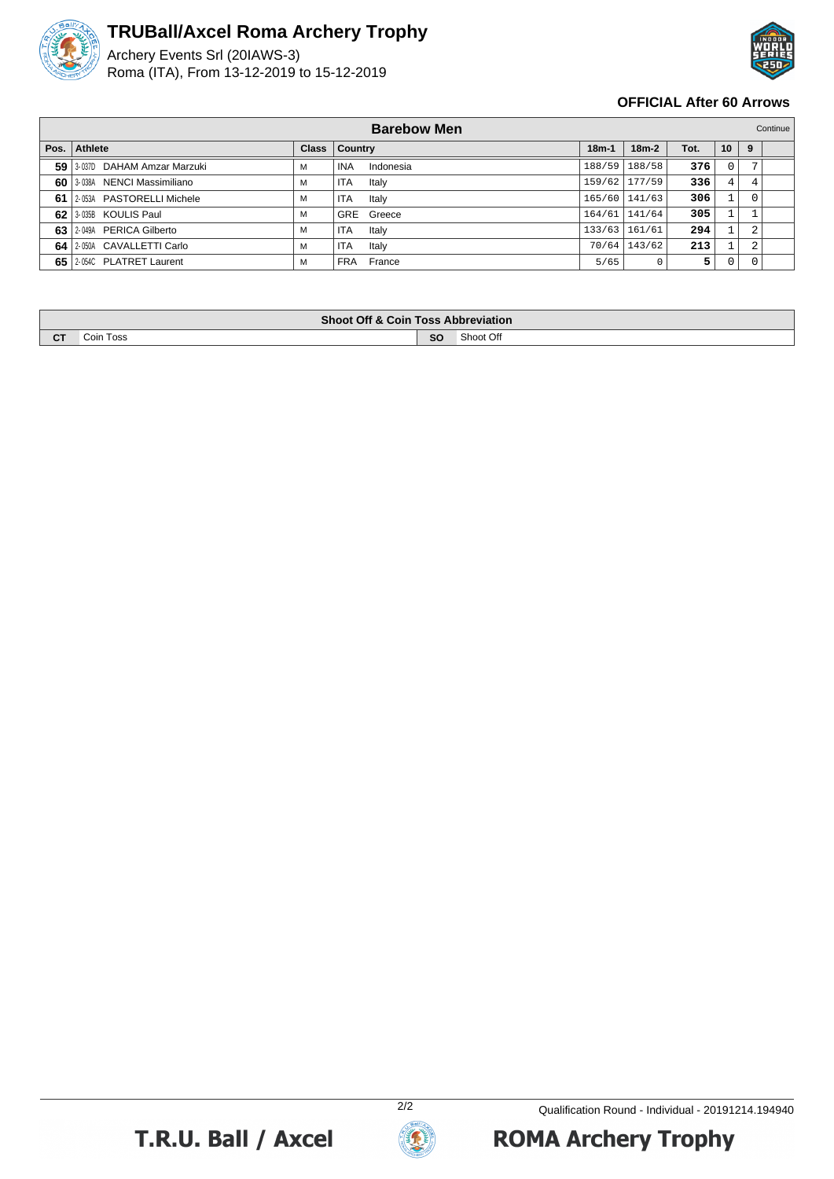# TRUBall/Axcel Roma Archery Trophy

Archery Events Srl (20IAWS-3)
Roma (ITA), From 13-12-2019 to 15-12-2019

**OFFICIAL After 60 Arrows**

## Barebow Men

Continue

| Pos. | Athlete | Class | Country | 18m-1 | 18m-2 | Tot. | 10 | 9 | |
|---|---|---|---|---|---|---|---|---|---|
| 59 | 3-037D DAHAM Amzar Marzuki | M | INA Indonesia | 188/59 | 188/58 | 376 | 0 | 7 | |
| 60 | 3-038A NENCI Massimiliano | M | ITA Italy | 159/62 | 177/59 | 336 | 4 | 4 | |
| 61 | 2-053A PASTORELLI Michele | M | ITA Italy | 165/60 | 141/63 | 306 | 1 | 0 | |
| 62 | 3-035B KOULIS Paul | M | GRE Greece | 164/61 | 141/64 | 305 | 1 | 1 | |
| 63 | 2-049A PERICA Gilberto | M | ITA Italy | 133/63 | 161/61 | 294 | 1 | 2 | |
| 64 | 2-050A CAVALLETTI Carlo | M | ITA Italy | 70/64 | 143/62 | 213 | 1 | 2 | |
| 65 | 2-054C PLATRET Laurent | M | FRA France | 5/65 | 0 | 5 | 0 | 0 | |

| Shoot Off & Coin Toss Abbreviation | | | |
|---|---|---|---|
| CT | Coin Toss | SO | Shoot Off |

Qualification Round - Individual - 20191214.194940

T.R.U. Ball / Axcel ROMA Archery Trophy